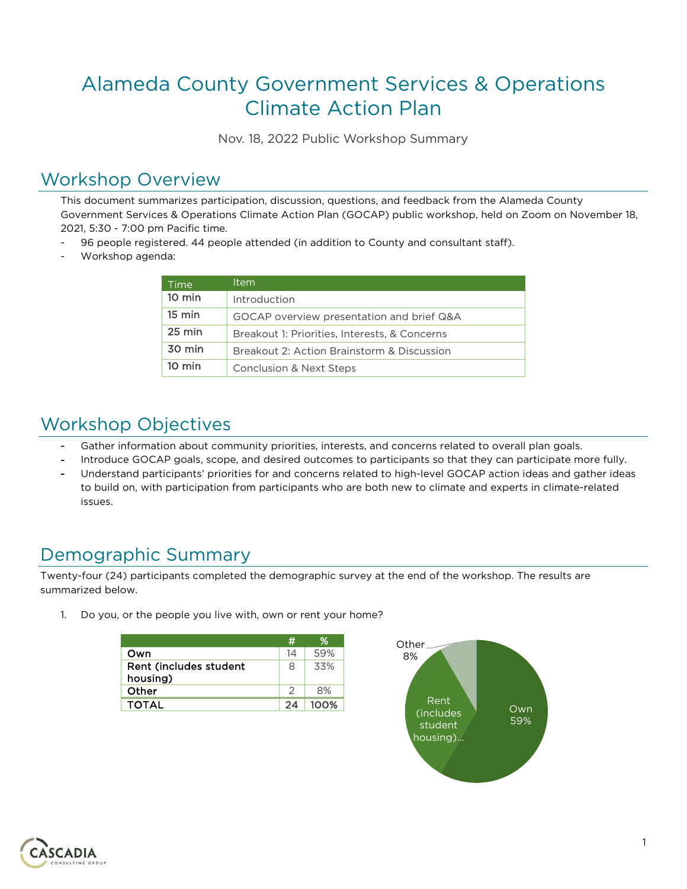# Alameda County Government Services & Operations Climate Action Plan

Nov. 18, 2022 Public Workshop Summary

## Workshop Overview

This document summarizes participation, discussion, questions, and feedback from the Alameda County Government Services & Operations Climate Action Plan (GOCAP) public workshop, held on Zoom on November 18, 2021, 5:30 - 7:00 pm Pacific time.

- 96 people registered. 44 people attended (in addition to County and consultant staff).
- Workshop agenda:

| Time | Item |
|---|---|
| 10 min | Introduction |
| 15 min | GOCAP overview presentation and brief Q&A |
| 25 min | Breakout 1: Priorities, Interests, & Concerns |
| 30 min | Breakout 2: Action Brainstorm & Discussion |
| 10 min | Conclusion & Next Steps |

## Workshop Objectives

- Gather information about community priorities, interests, and concerns related to overall plan goals.
- Introduce GOCAP goals, scope, and desired outcomes to participants so that they can participate more fully.
- Understand participants' priorities for and concerns related to high-level GOCAP action ideas and gather ideas to build on, with participation from participants who are both new to climate and experts in climate-related issues.

## Demographic Summary

Twenty-four (24) participants completed the demographic survey at the end of the workshop. The results are summarized below.

1. Do you, or the people you live with, own or rent your home?

| | # | % |
|---|---|---|
| Own | 14 | 59% |
| Rent (includes student housing) | 8 | 33% |
| Other | 2 | 8% |
| TOTAL | 24 | 100% |

Other 8%

Rent (includes student housing)...

Own 59%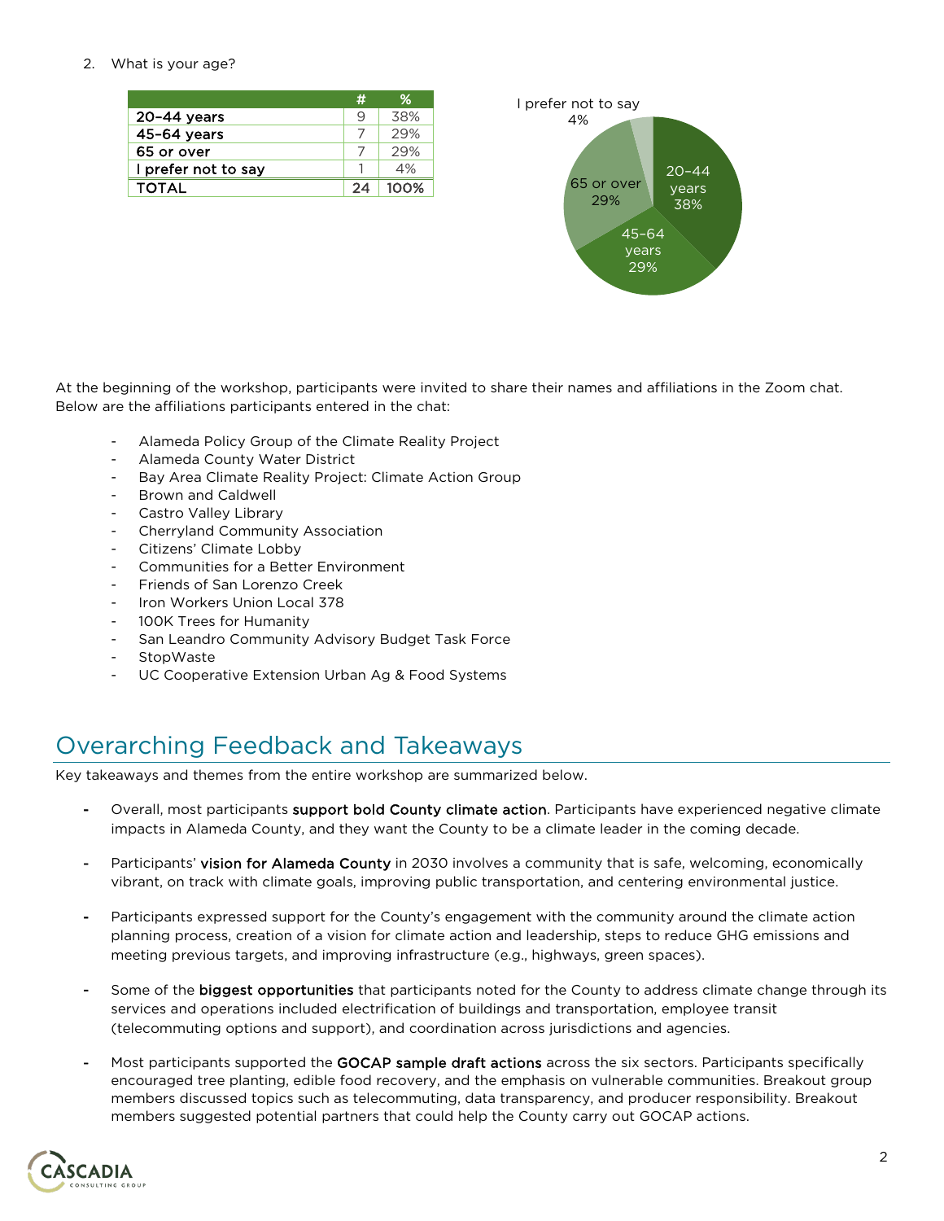2. What is your age?

| | # | % |
|---|---|---|
| 20–44 years | 9 | 38% |
| 45–64 years | 7 | 29% |
| 65 or over | 7 | 29% |
| I prefer not to say | 1 | 4% |
| TOTAL | 24 | 100% |

At the beginning of the workshop, participants were invited to share their names and affiliations in the Zoom chat. Below are the affiliations participants entered in the chat:

- Alameda Policy Group of the Climate Reality Project
- Alameda County Water District
- Bay Area Climate Reality Project: Climate Action Group
- Brown and Caldwell
- Castro Valley Library
- Cherryland Community Association
- Citizens' Climate Lobby
- Communities for a Better Environment
- Friends of San Lorenzo Creek
- Iron Workers Union Local 378
- 100K Trees for Humanity
- San Leandro Community Advisory Budget Task Force
- StopWaste
- UC Cooperative Extension Urban Ag & Food Systems

## Overarching Feedback and Takeaways

Key takeaways and themes from the entire workshop are summarized below.

- Overall, most participants **support bold County climate action**. Participants have experienced negative climate impacts in Alameda County, and they want the County to be a climate leader in the coming decade.
- Participants' **vision for Alameda County** in 2030 involves a community that is safe, welcoming, economically vibrant, on track with climate goals, improving public transportation, and centering environmental justice.
- Participants expressed support for the County's engagement with the community around the climate action planning process, creation of a vision for climate action and leadership, steps to reduce GHG emissions and meeting previous targets, and improving infrastructure (e.g., highways, green spaces).
- Some of the **biggest opportunities** that participants noted for the County to address climate change through its services and operations included electrification of buildings and transportation, employee transit (telecommuting options and support), and coordination across jurisdictions and agencies.
- Most participants supported the **GOCAP sample draft actions** across the six sectors. Participants specifically encouraged tree planting, edible food recovery, and the emphasis on vulnerable communities. Breakout group members discussed topics such as telecommuting, data transparency, and producer responsibility. Breakout members suggested potential partners that could help the County carry out GOCAP actions.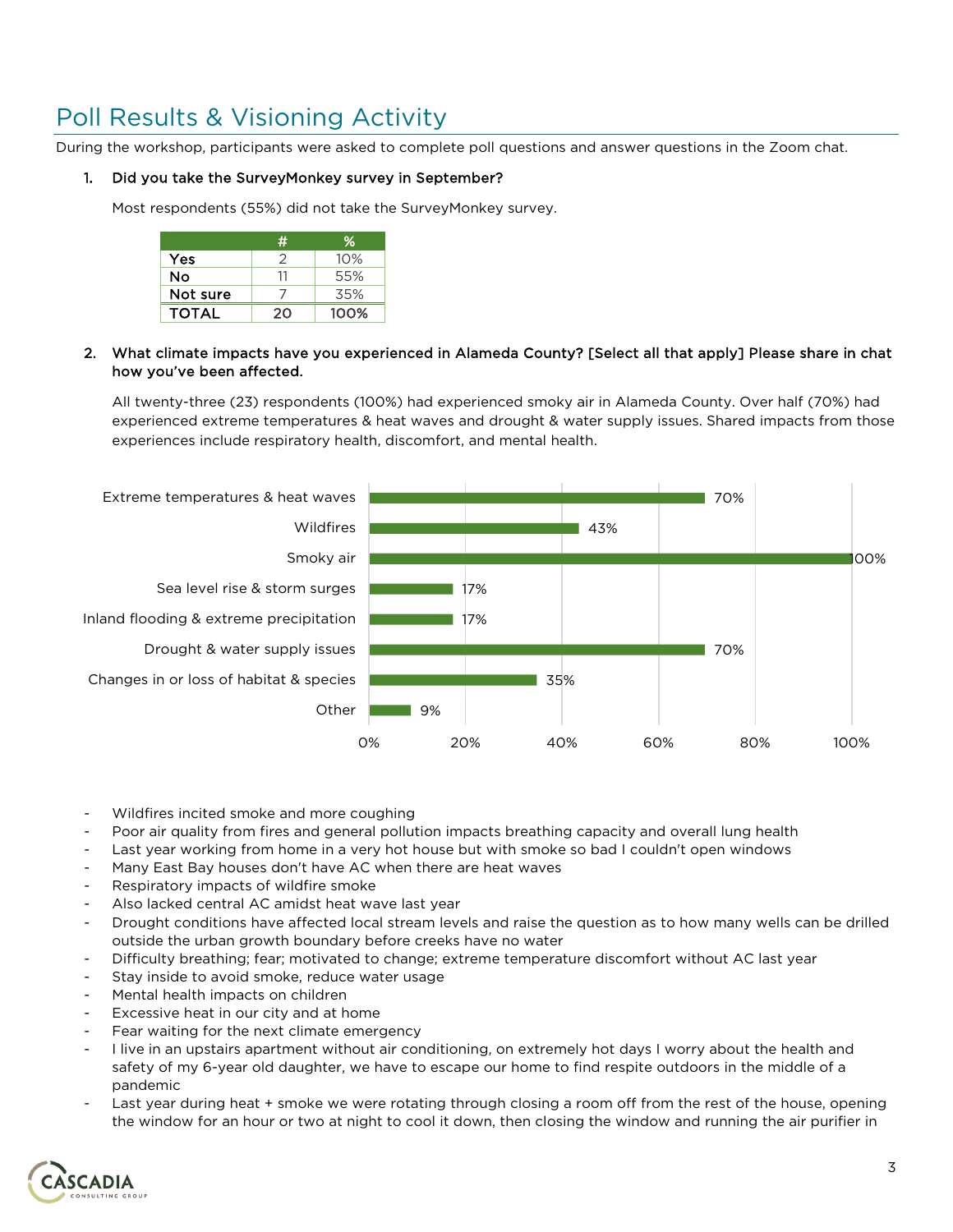## Poll Results & Visioning Activity

During the workshop, participants were asked to complete poll questions and answer questions in the Zoom chat.

1. **Did you take the SurveyMonkey survey in September?**

   Most respondents (55%) did not take the SurveyMonkey survey.

| | # | % |
|---|---|---|
| **Yes** | 2 | 10% |
| **No** | 11 | 55% |
| **Not sure** | 7 | 35% |
| **TOTAL** | **20** | **100%** |

2. **What climate impacts have you experienced in Alameda County? [Select all that apply] Please share in chat how you've been affected.**

   All twenty-three (23) respondents (100%) had experienced smoky air in Alameda County. Over half (70%) had experienced extreme temperatures & heat waves and drought & water supply issues. Shared impacts from those experiences include respiratory health, discomfort, and mental health.

| Climate impact | % |
|---|---|
| Extreme temperatures & heat waves | 70% |
| Wildfires | 43% |
| Smoky air | 100% |
| Sea level rise & storm surges | 17% |
| Inland flooding & extreme precipitation | 17% |
| Drought & water supply issues | 70% |
| Changes in or loss of habitat & species | 35% |
| Other | 9% |

- Wildfires incited smoke and more coughing
- Poor air quality from fires and general pollution impacts breathing capacity and overall lung health
- Last year working from home in a very hot house but with smoke so bad I couldn't open windows
- Many East Bay houses don't have AC when there are heat waves
- Respiratory impacts of wildfire smoke
- Also lacked central AC amidst heat wave last year
- Drought conditions have affected local stream levels and raise the question as to how many wells can be drilled outside the urban growth boundary before creeks have no water
- Difficulty breathing; fear; motivated to change; extreme temperature discomfort without AC last year
- Stay inside to avoid smoke, reduce water usage
- Mental health impacts on children
- Excessive heat in our city and at home
- Fear waiting for the next climate emergency
- I live in an upstairs apartment without air conditioning, on extremely hot days I worry about the health and safety of my 6-year old daughter, we have to escape our home to find respite outdoors in the middle of a pandemic
- Last year during heat + smoke we were rotating through closing a room off from the rest of the house, opening the window for an hour or two at night to cool it down, then closing the window and running the air purifier in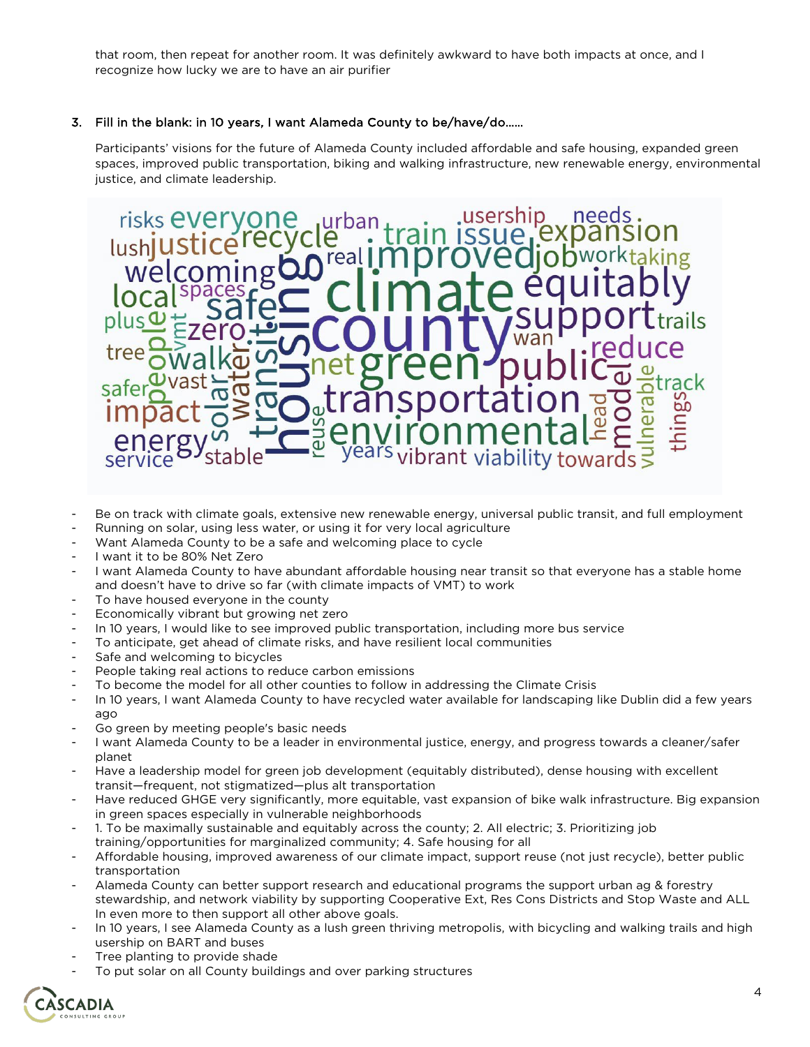that room, then repeat for another room. It was definitely awkward to have both impacts at once, and I recognize how lucky we are to have an air purifier

3. Fill in the blank: in 10 years, I want Alameda County to be/have/do……

   Participants' visions for the future of Alameda County included affordable and safe housing, expanded green spaces, improved public transportation, biking and walking infrastructure, new renewable energy, environmental justice, and climate leadership.

- Be on track with climate goals, extensive new renewable energy, universal public transit, and full employment
- Running on solar, using less water, or using it for very local agriculture
- Want Alameda County to be a safe and welcoming place to cycle
- I want it to be 80% Net Zero
- I want Alameda County to have abundant affordable housing near transit so that everyone has a stable home and doesn't have to drive so far (with climate impacts of VMT) to work
- To have housed everyone in the county
- Economically vibrant but growing net zero
- In 10 years, I would like to see improved public transportation, including more bus service
- To anticipate, get ahead of climate risks, and have resilient local communities
- Safe and welcoming to bicycles
- People taking real actions to reduce carbon emissions
- To become the model for all other counties to follow in addressing the Climate Crisis
- In 10 years, I want Alameda County to have recycled water available for landscaping like Dublin did a few years ago
- Go green by meeting people's basic needs
- I want Alameda County to be a leader in environmental justice, energy, and progress towards a cleaner/safer planet
- Have a leadership model for green job development (equitably distributed), dense housing with excellent transit—frequent, not stigmatized—plus alt transportation
- Have reduced GHGE very significantly, more equitable, vast expansion of bike walk infrastructure. Big expansion in green spaces especially in vulnerable neighborhoods
- 1. To be maximally sustainable and equitably across the county; 2. All electric; 3. Prioritizing job training/opportunities for marginalized community; 4. Safe housing for all
- Affordable housing, improved awareness of our climate impact, support reuse (not just recycle), better public transportation
- Alameda County can better support research and educational programs the support urban ag & forestry stewardship, and network viability by supporting Cooperative Ext, Res Cons Districts and Stop Waste and ALL In even more to then support all other above goals.
- In 10 years, I see Alameda County as a lush green thriving metropolis, with bicycling and walking trails and high usership on BART and buses
- Tree planting to provide shade
- To put solar on all County buildings and over parking structures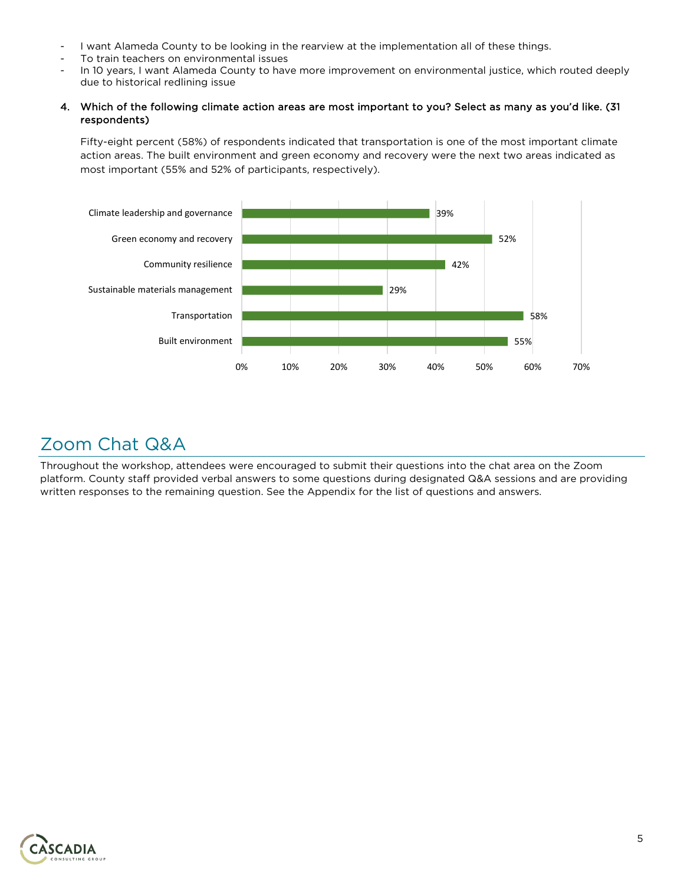- I want Alameda County to be looking in the rearview at the implementation all of these things.
- To train teachers on environmental issues
- In 10 years, I want Alameda County to have more improvement on environmental justice, which routed deeply due to historical redlining issue

4. **Which of the following climate action areas are most important to you? Select as many as you'd like. (31 respondents)**

   Fifty-eight percent (58%) of respondents indicated that transportation is one of the most important climate action areas. The built environment and green economy and recovery were the next two areas indicated as most important (55% and 52% of participants, respectively).

| Climate action area | Percent of respondents |
| --- | --- |
| Climate leadership and governance | 39% |
| Green economy and recovery | 52% |
| Community resilience | 42% |
| Sustainable materials management | 29% |
| Transportation | 58% |
| Built environment | 55% |

## Zoom Chat Q&A

Throughout the workshop, attendees were encouraged to submit their questions into the chat area on the Zoom platform. County staff provided verbal answers to some questions during designated Q&A sessions and are providing written responses to the remaining question. See the Appendix for the list of questions and answers.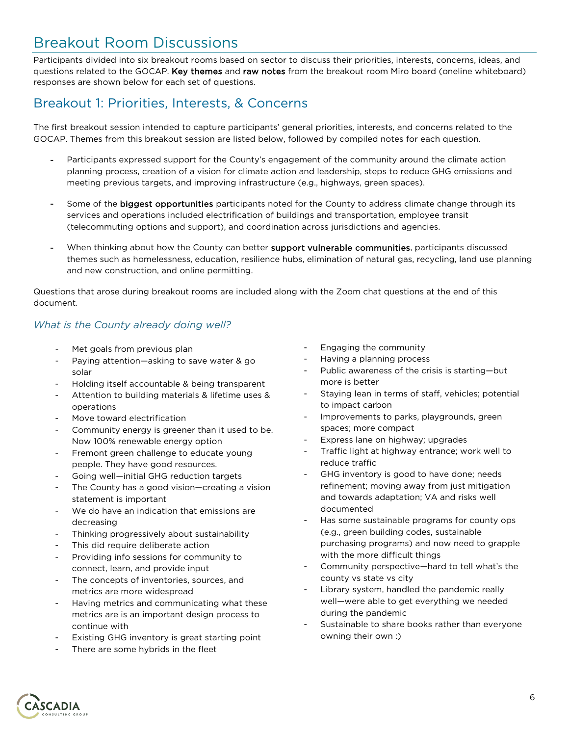# Breakout Room Discussions

Participants divided into six breakout rooms based on sector to discuss their priorities, interests, concerns, ideas, and questions related to the GOCAP. **Key themes** and **raw notes** from the breakout room Miro board (oneline whiteboard) responses are shown below for each set of questions.

## Breakout 1: Priorities, Interests, & Concerns

The first breakout session intended to capture participants' general priorities, interests, and concerns related to the GOCAP. Themes from this breakout session are listed below, followed by compiled notes for each question.

- Participants expressed support for the County's engagement of the community around the climate action planning process, creation of a vision for climate action and leadership, steps to reduce GHG emissions and meeting previous targets, and improving infrastructure (e.g., highways, green spaces).
- Some of the **biggest opportunities** participants noted for the County to address climate change through its services and operations included electrification of buildings and transportation, employee transit (telecommuting options and support), and coordination across jurisdictions and agencies.
- When thinking about how the County can better **support vulnerable communities**, participants discussed themes such as homelessness, education, resilience hubs, elimination of natural gas, recycling, land use planning and new construction, and online permitting.

Questions that arose during breakout rooms are included along with the Zoom chat questions at the end of this document.

### *What is the County already doing well?*

- Met goals from previous plan
- Paying attention—asking to save water & go solar
- Holding itself accountable & being transparent
- Attention to building materials & lifetime uses & operations
- Move toward electrification
- Community energy is greener than it used to be. Now 100% renewable energy option
- Fremont green challenge to educate young people. They have good resources.
- Going well—initial GHG reduction targets
- The County has a good vision—creating a vision statement is important
- We do have an indication that emissions are decreasing
- Thinking progressively about sustainability
- This did require deliberate action
- Providing info sessions for community to connect, learn, and provide input
- The concepts of inventories, sources, and metrics are more widespread
- Having metrics and communicating what these metrics are is an important design process to continue with
- Existing GHG inventory is great starting point
- There are some hybrids in the fleet
- Engaging the community
- Having a planning process
- Public awareness of the crisis is starting—but more is better
- Staying lean in terms of staff, vehicles; potential to impact carbon
- Improvements to parks, playgrounds, green spaces; more compact
- Express lane on highway; upgrades
- Traffic light at highway entrance; work well to reduce traffic
- GHG inventory is good to have done; needs refinement; moving away from just mitigation and towards adaptation; VA and risks well documented
- Has some sustainable programs for county ops (e.g., green building codes, sustainable purchasing programs) and now need to grapple with the more difficult things
- Community perspective—hard to tell what's the county vs state vs city
- Library system, handled the pandemic really well—were able to get everything we needed during the pandemic
- Sustainable to share books rather than everyone owning their own :)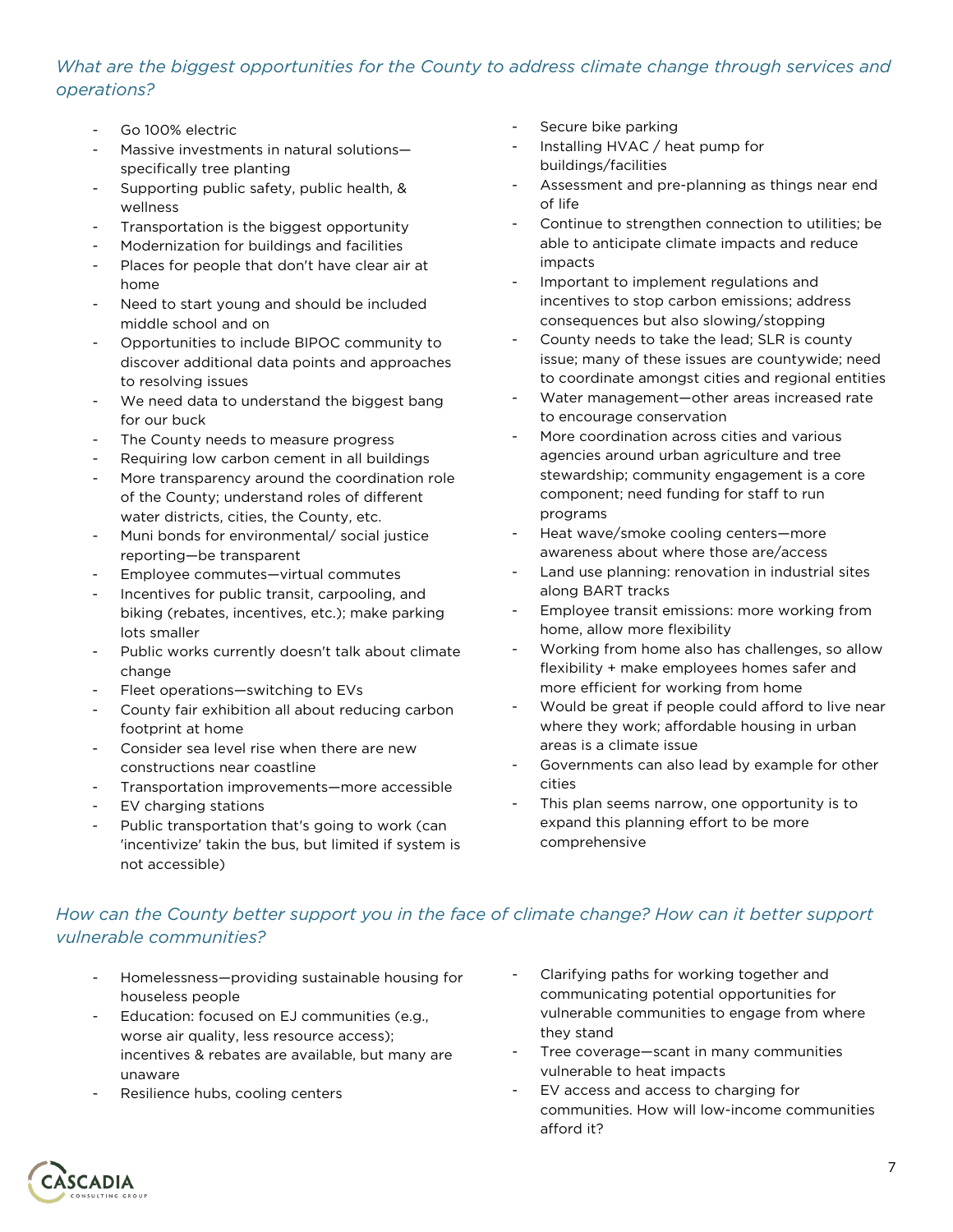*What are the biggest opportunities for the County to address climate change through services and operations?*

- Go 100% electric
- Massive investments in natural solutions—specifically tree planting
- Supporting public safety, public health, & wellness
- Transportation is the biggest opportunity
- Modernization for buildings and facilities
- Places for people that don't have clear air at home
- Need to start young and should be included middle school and on
- Opportunities to include BIPOC community to discover additional data points and approaches to resolving issues
- We need data to understand the biggest bang for our buck
- The County needs to measure progress
- Requiring low carbon cement in all buildings
- More transparency around the coordination role of the County; understand roles of different water districts, cities, the County, etc.
- Muni bonds for environmental/ social justice reporting—be transparent
- Employee commutes—virtual commutes
- Incentives for public transit, carpooling, and biking (rebates, incentives, etc.); make parking lots smaller
- Public works currently doesn't talk about climate change
- Fleet operations—switching to EVs
- County fair exhibition all about reducing carbon footprint at home
- Consider sea level rise when there are new constructions near coastline
- Transportation improvements—more accessible
- EV charging stations
- Public transportation that's going to work (can 'incentivize' takin the bus, but limited if system is not accessible)
- Secure bike parking
- Installing HVAC / heat pump for buildings/facilities
- Assessment and pre-planning as things near end of life
- Continue to strengthen connection to utilities; be able to anticipate climate impacts and reduce impacts
- Important to implement regulations and incentives to stop carbon emissions; address consequences but also slowing/stopping
- County needs to take the lead; SLR is county issue; many of these issues are countywide; need to coordinate amongst cities and regional entities
- Water management—other areas increased rate to encourage conservation
- More coordination across cities and various agencies around urban agriculture and tree stewardship; community engagement is a core component; need funding for staff to run programs
- Heat wave/smoke cooling centers—more awareness about where those are/access
- Land use planning: renovation in industrial sites along BART tracks
- Employee transit emissions: more working from home, allow more flexibility
- Working from home also has challenges, so allow flexibility + make employees homes safer and more efficient for working from home
- Would be great if people could afford to live near where they work; affordable housing in urban areas is a climate issue
- Governments can also lead by example for other cities
- This plan seems narrow, one opportunity is to expand this planning effort to be more comprehensive

*How can the County better support you in the face of climate change? How can it better support vulnerable communities?*

- Homelessness—providing sustainable housing for houseless people
- Education: focused on EJ communities (e.g., worse air quality, less resource access); incentives & rebates are available, but many are unaware
- Resilience hubs, cooling centers
- Clarifying paths for working together and communicating potential opportunities for vulnerable communities to engage from where they stand
- Tree coverage—scant in many communities vulnerable to heat impacts
- EV access and access to charging for communities. How will low-income communities afford it?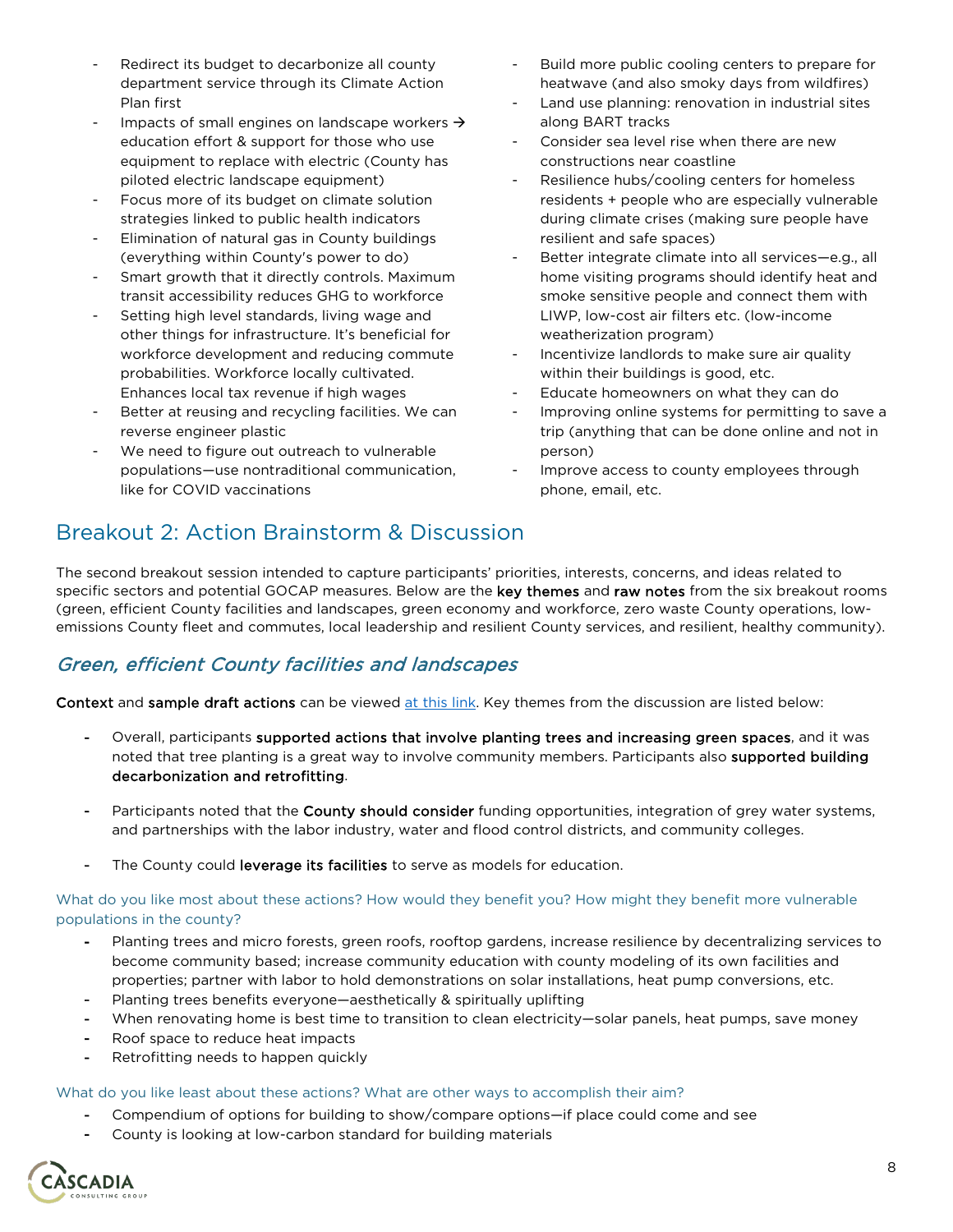- Redirect its budget to decarbonize all county department service through its Climate Action Plan first
- Impacts of small engines on landscape workers → education effort & support for those who use equipment to replace with electric (County has piloted electric landscape equipment)
- Focus more of its budget on climate solution strategies linked to public health indicators
- Elimination of natural gas in County buildings (everything within County's power to do)
- Smart growth that it directly controls. Maximum transit accessibility reduces GHG to workforce
- Setting high level standards, living wage and other things for infrastructure. It's beneficial for workforce development and reducing commute probabilities. Workforce locally cultivated. Enhances local tax revenue if high wages
- Better at reusing and recycling facilities. We can reverse engineer plastic
- We need to figure out outreach to vulnerable populations—use nontraditional communication, like for COVID vaccinations
- Build more public cooling centers to prepare for heatwave (and also smoky days from wildfires)
- Land use planning: renovation in industrial sites along BART tracks
- Consider sea level rise when there are new constructions near coastline
- Resilience hubs/cooling centers for homeless residents + people who are especially vulnerable during climate crises (making sure people have resilient and safe spaces)
- Better integrate climate into all services—e.g., all home visiting programs should identify heat and smoke sensitive people and connect them with LIWP, low-cost air filters etc. (low-income weatherization program)
- Incentivize landlords to make sure air quality within their buildings is good, etc.
- Educate homeowners on what they can do
- Improving online systems for permitting to save a trip (anything that can be done online and not in person)
- Improve access to county employees through phone, email, etc.

## Breakout 2: Action Brainstorm & Discussion

The second breakout session intended to capture participants' priorities, interests, concerns, and ideas related to specific sectors and potential GOCAP measures. Below are the **key themes** and **raw notes** from the six breakout rooms (green, efficient County facilities and landscapes, green economy and workforce, zero waste County operations, low-emissions County fleet and commutes, local leadership and resilient County services, and resilient, healthy community).

### *Green, efficient County facilities and landscapes*

**Context** and **sample draft actions** can be viewed [at this link](). Key themes from the discussion are listed below:

- Overall, participants **supported actions that involve planting trees and increasing green spaces**, and it was noted that tree planting is a great way to involve community members. Participants also **supported building decarbonization and retrofitting**.
- Participants noted that the **County should consider** funding opportunities, integration of grey water systems, and partnerships with the labor industry, water and flood control districts, and community colleges.
- The County could **leverage its facilities** to serve as models for education.

What do you like most about these actions? How would they benefit you? How might they benefit more vulnerable populations in the county?

- Planting trees and micro forests, green roofs, rooftop gardens, increase resilience by decentralizing services to become community based; increase community education with county modeling of its own facilities and properties; partner with labor to hold demonstrations on solar installations, heat pump conversions, etc.
- Planting trees benefits everyone—aesthetically & spiritually uplifting
- When renovating home is best time to transition to clean electricity—solar panels, heat pumps, save money
- Roof space to reduce heat impacts
- Retrofitting needs to happen quickly

What do you like least about these actions? What are other ways to accomplish their aim?

- Compendium of options for building to show/compare options—if place could come and see
- County is looking at low-carbon standard for building materials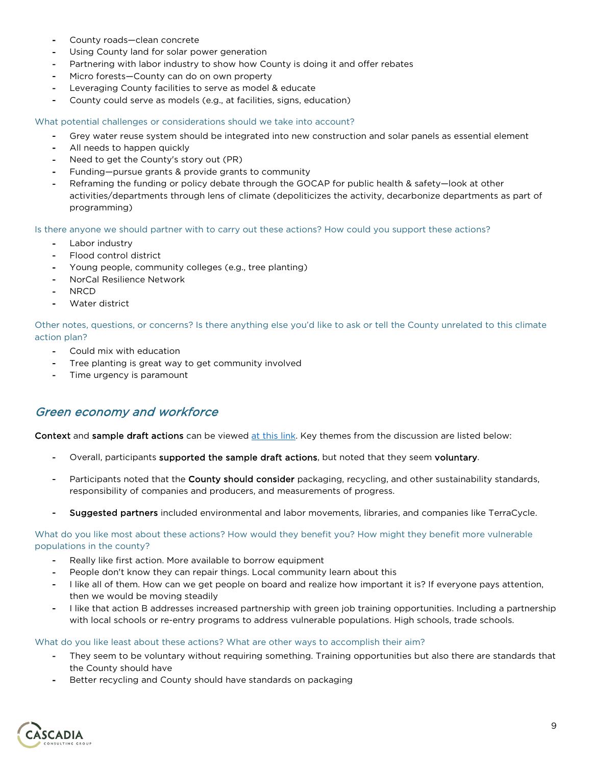- County roads—clean concrete
- Using County land for solar power generation
- Partnering with labor industry to show how County is doing it and offer rebates
- Micro forests—County can do on own property
- Leveraging County facilities to serve as model & educate
- County could serve as models (e.g., at facilities, signs, education)

What potential challenges or considerations should we take into account?

- Grey water reuse system should be integrated into new construction and solar panels as essential element
- All needs to happen quickly
- Need to get the County's story out (PR)
- Funding—pursue grants & provide grants to community
- Reframing the funding or policy debate through the GOCAP for public health & safety—look at other activities/departments through lens of climate (depoliticizes the activity, decarbonize departments as part of programming)

Is there anyone we should partner with to carry out these actions? How could you support these actions?

- Labor industry
- Flood control district
- Young people, community colleges (e.g., tree planting)
- NorCal Resilience Network
- NRCD
- Water district

Other notes, questions, or concerns? Is there anything else you'd like to ask or tell the County unrelated to this climate action plan?

- Could mix with education
- Tree planting is great way to get community involved
- Time urgency is paramount

## *Green economy and workforce*

**Context** and **sample draft actions** can be viewed at this link. Key themes from the discussion are listed below:

- Overall, participants **supported the sample draft actions**, but noted that they seem **voluntary**.
- Participants noted that the **County should consider** packaging, recycling, and other sustainability standards, responsibility of companies and producers, and measurements of progress.
- **Suggested partners** included environmental and labor movements, libraries, and companies like TerraCycle.

What do you like most about these actions? How would they benefit you? How might they benefit more vulnerable populations in the county?

- Really like first action. More available to borrow equipment
- People don't know they can repair things. Local community learn about this
- I like all of them. How can we get people on board and realize how important it is? If everyone pays attention, then we would be moving steadily
- I like that action B addresses increased partnership with green job training opportunities. Including a partnership with local schools or re-entry programs to address vulnerable populations. High schools, trade schools.

What do you like least about these actions? What are other ways to accomplish their aim?

- They seem to be voluntary without requiring something. Training opportunities but also there are standards that the County should have
- Better recycling and County should have standards on packaging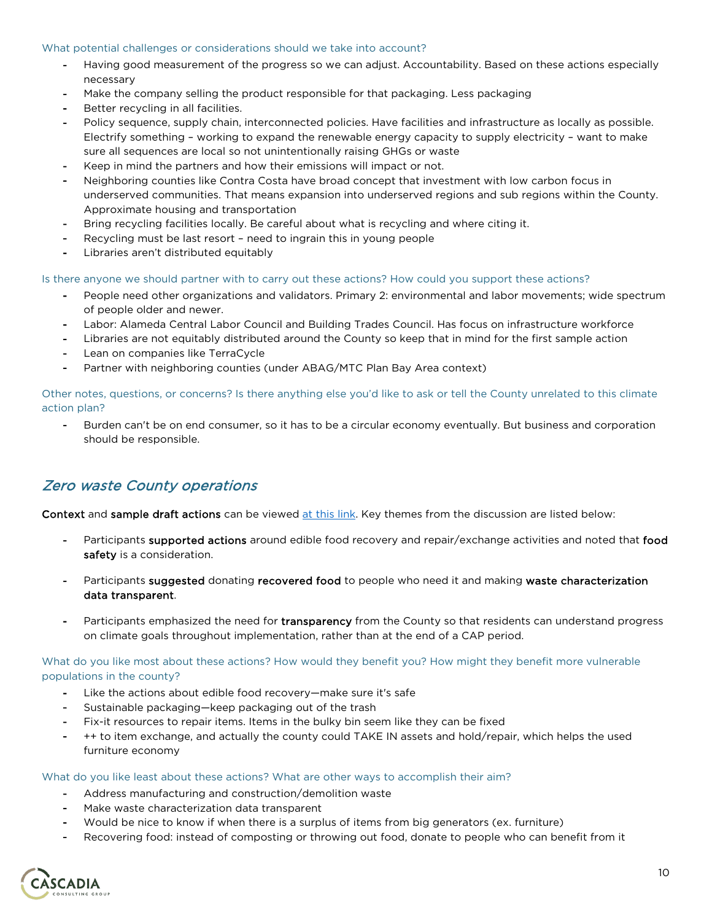What potential challenges or considerations should we take into account?

- Having good measurement of the progress so we can adjust. Accountability. Based on these actions especially necessary
- Make the company selling the product responsible for that packaging. Less packaging
- Better recycling in all facilities.
- Policy sequence, supply chain, interconnected policies. Have facilities and infrastructure as locally as possible. Electrify something – working to expand the renewable energy capacity to supply electricity – want to make sure all sequences are local so not unintentionally raising GHGs or waste
- Keep in mind the partners and how their emissions will impact or not.
- Neighboring counties like Contra Costa have broad concept that investment with low carbon focus in underserved communities. That means expansion into underserved regions and sub regions within the County. Approximate housing and transportation
- Bring recycling facilities locally. Be careful about what is recycling and where citing it.
- Recycling must be last resort – need to ingrain this in young people
- Libraries aren't distributed equitably

Is there anyone we should partner with to carry out these actions? How could you support these actions?

- People need other organizations and validators. Primary 2: environmental and labor movements; wide spectrum of people older and newer.
- Labor: Alameda Central Labor Council and Building Trades Council. Has focus on infrastructure workforce
- Libraries are not equitably distributed around the County so keep that in mind for the first sample action
- Lean on companies like TerraCycle
- Partner with neighboring counties (under ABAG/MTC Plan Bay Area context)

Other notes, questions, or concerns? Is there anything else you'd like to ask or tell the County unrelated to this climate action plan?

- Burden can't be on end consumer, so it has to be a circular economy eventually. But business and corporation should be responsible.

## *Zero waste County operations*

**Context** and **sample draft actions** can be viewed [at this link](). Key themes from the discussion are listed below:

- Participants **supported actions** around edible food recovery and repair/exchange activities and noted that **food safety** is a consideration.
- Participants **suggested** donating **recovered food** to people who need it and making **waste characterization data transparent**.
- Participants emphasized the need for **transparency** from the County so that residents can understand progress on climate goals throughout implementation, rather than at the end of a CAP period.

What do you like most about these actions? How would they benefit you? How might they benefit more vulnerable populations in the county?

- Like the actions about edible food recovery—make sure it's safe
- Sustainable packaging—keep packaging out of the trash
- Fix-it resources to repair items. Items in the bulky bin seem like they can be fixed
- ++ to item exchange, and actually the county could TAKE IN assets and hold/repair, which helps the used furniture economy

What do you like least about these actions? What are other ways to accomplish their aim?

- Address manufacturing and construction/demolition waste
- Make waste characterization data transparent
- Would be nice to know if when there is a surplus of items from big generators (ex. furniture)
- Recovering food: instead of composting or throwing out food, donate to people who can benefit from it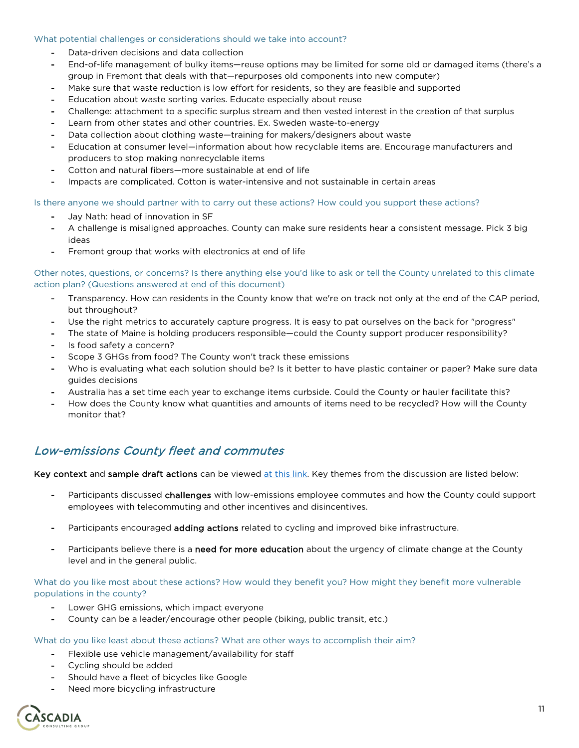What potential challenges or considerations should we take into account?

- Data-driven decisions and data collection
- End-of-life management of bulky items—reuse options may be limited for some old or damaged items (there's a group in Fremont that deals with that—repurposes old components into new computer)
- Make sure that waste reduction is low effort for residents, so they are feasible and supported
- Education about waste sorting varies. Educate especially about reuse
- Challenge: attachment to a specific surplus stream and then vested interest in the creation of that surplus
- Learn from other states and other countries. Ex. Sweden waste-to-energy
- Data collection about clothing waste—training for makers/designers about waste
- Education at consumer level—information about how recyclable items are. Encourage manufacturers and producers to stop making nonrecyclable items
- Cotton and natural fibers—more sustainable at end of life
- Impacts are complicated. Cotton is water-intensive and not sustainable in certain areas

Is there anyone we should partner with to carry out these actions? How could you support these actions?

- Jay Nath: head of innovation in SF
- A challenge is misaligned approaches. County can make sure residents hear a consistent message. Pick 3 big ideas
- Fremont group that works with electronics at end of life

Other notes, questions, or concerns? Is there anything else you'd like to ask or tell the County unrelated to this climate action plan? (Questions answered at end of this document)

- Transparency. How can residents in the County know that we're on track not only at the end of the CAP period, but throughout?
- Use the right metrics to accurately capture progress. It is easy to pat ourselves on the back for "progress"
- The state of Maine is holding producers responsible—could the County support producer responsibility?
- Is food safety a concern?
- Scope 3 GHGs from food? The County won't track these emissions
- Who is evaluating what each solution should be? Is it better to have plastic container or paper? Make sure data guides decisions
- Australia has a set time each year to exchange items curbside. Could the County or hauler facilitate this?
- How does the County know what quantities and amounts of items need to be recycled? How will the County monitor that?

## *Low-emissions County fleet and commutes*

**Key context** and **sample draft actions** can be viewed [at this link](). Key themes from the discussion are listed below:

- Participants discussed **challenges** with low-emissions employee commutes and how the County could support employees with telecommuting and other incentives and disincentives.
- Participants encouraged **adding actions** related to cycling and improved bike infrastructure.
- Participants believe there is a **need for more education** about the urgency of climate change at the County level and in the general public.

What do you like most about these actions? How would they benefit you? How might they benefit more vulnerable populations in the county?

- Lower GHG emissions, which impact everyone
- County can be a leader/encourage other people (biking, public transit, etc.)

What do you like least about these actions? What are other ways to accomplish their aim?

- Flexible use vehicle management/availability for staff
- Cycling should be added
- Should have a fleet of bicycles like Google
- Need more bicycling infrastructure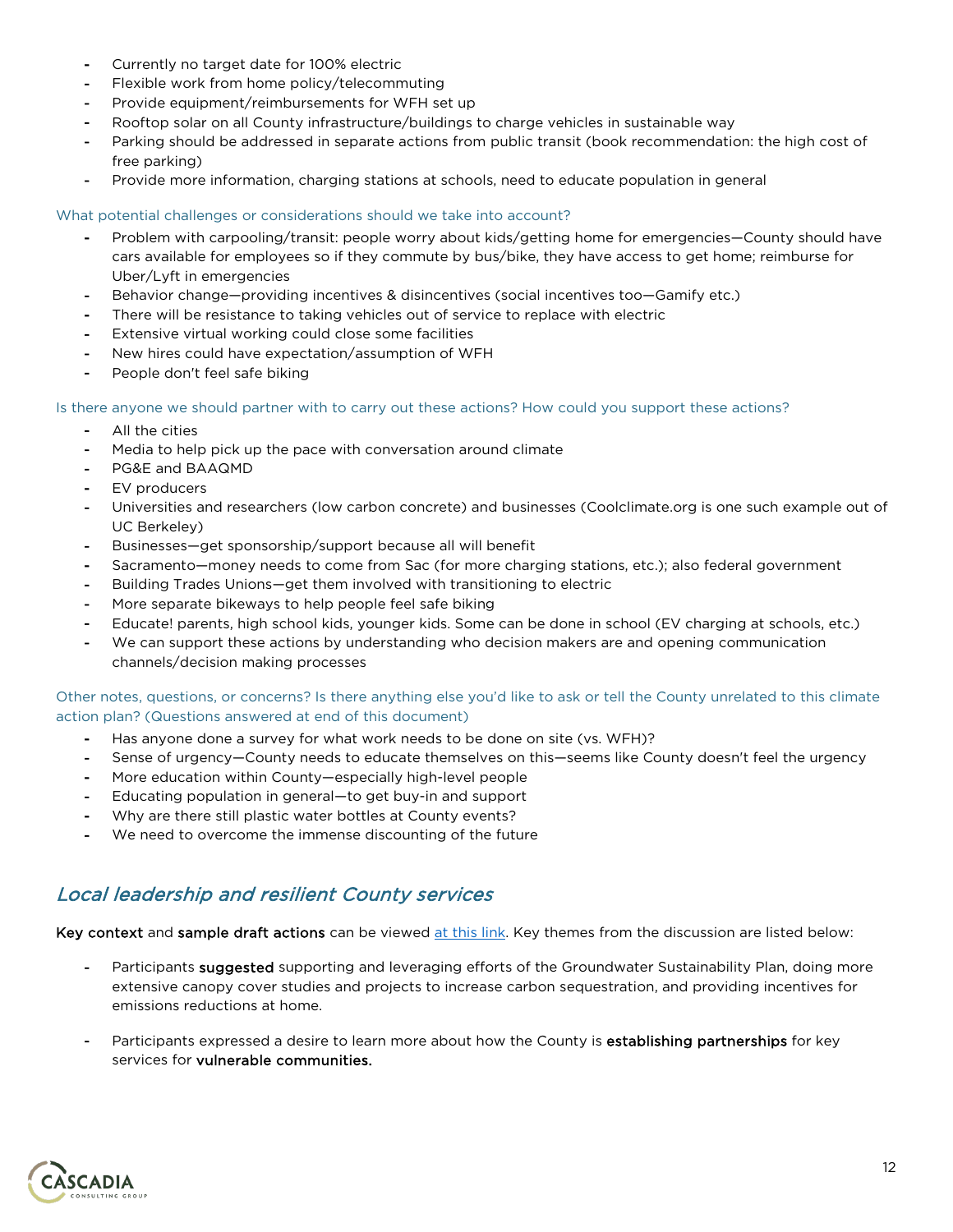- Currently no target date for 100% electric
- Flexible work from home policy/telecommuting
- Provide equipment/reimbursements for WFH set up
- Rooftop solar on all County infrastructure/buildings to charge vehicles in sustainable way
- Parking should be addressed in separate actions from public transit (book recommendation: the high cost of free parking)
- Provide more information, charging stations at schools, need to educate population in general

What potential challenges or considerations should we take into account?

- Problem with carpooling/transit: people worry about kids/getting home for emergencies—County should have cars available for employees so if they commute by bus/bike, they have access to get home; reimburse for Uber/Lyft in emergencies
- Behavior change—providing incentives & disincentives (social incentives too—Gamify etc.)
- There will be resistance to taking vehicles out of service to replace with electric
- Extensive virtual working could close some facilities
- New hires could have expectation/assumption of WFH
- People don't feel safe biking

Is there anyone we should partner with to carry out these actions? How could you support these actions?

- All the cities
- Media to help pick up the pace with conversation around climate
- PG&E and BAAQMD
- EV producers
- Universities and researchers (low carbon concrete) and businesses (Coolclimate.org is one such example out of UC Berkeley)
- Businesses—get sponsorship/support because all will benefit
- Sacramento—money needs to come from Sac (for more charging stations, etc.); also federal government
- Building Trades Unions—get them involved with transitioning to electric
- More separate bikeways to help people feel safe biking
- Educate! parents, high school kids, younger kids. Some can be done in school (EV charging at schools, etc.)
- We can support these actions by understanding who decision makers are and opening communication channels/decision making processes

Other notes, questions, or concerns? Is there anything else you'd like to ask or tell the County unrelated to this climate action plan? (Questions answered at end of this document)

- Has anyone done a survey for what work needs to be done on site (vs. WFH)?
- Sense of urgency—County needs to educate themselves on this—seems like County doesn't feel the urgency
- More education within County—especially high-level people
- Educating population in general—to get buy-in and support
- Why are there still plastic water bottles at County events?
- We need to overcome the immense discounting of the future

## *Local leadership and resilient County services*

**Key context** and **sample draft actions** can be viewed [at this link](). Key themes from the discussion are listed below:

- Participants **suggested** supporting and leveraging efforts of the Groundwater Sustainability Plan, doing more extensive canopy cover studies and projects to increase carbon sequestration, and providing incentives for emissions reductions at home.

- Participants expressed a desire to learn more about how the County is **establishing partnerships** for key services for **vulnerable communities.**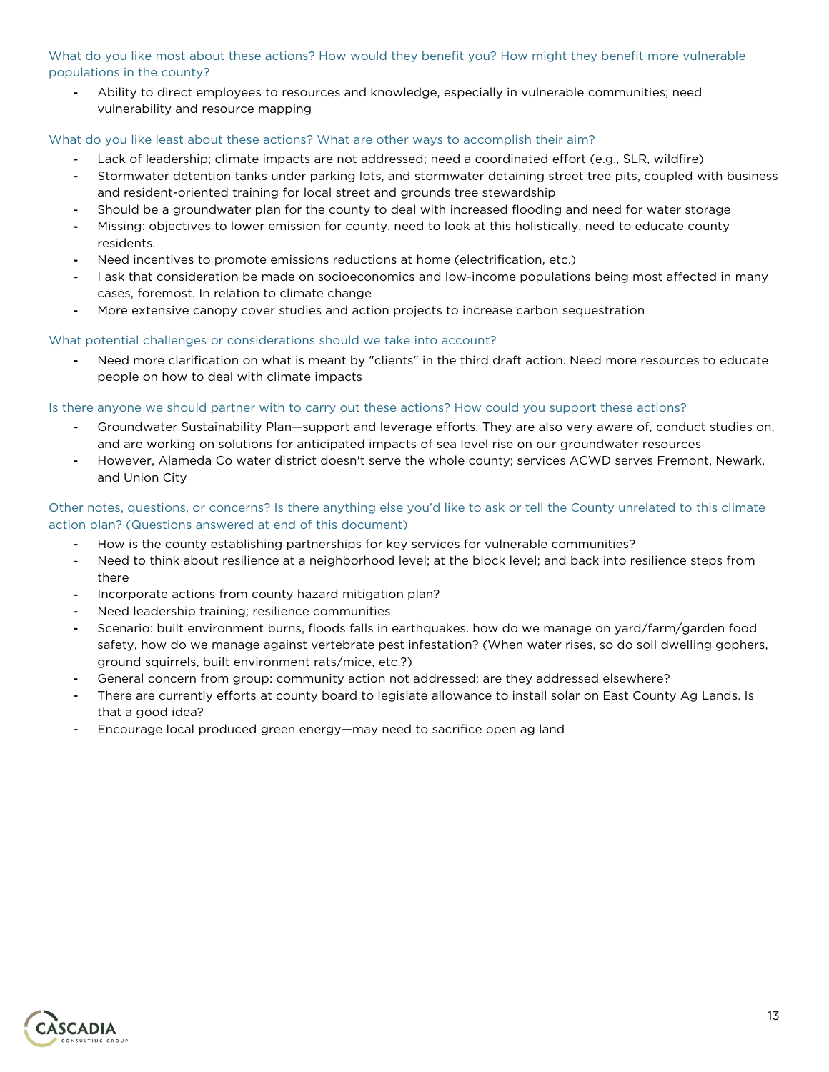What do you like most about these actions? How would they benefit you? How might they benefit more vulnerable populations in the county?

- Ability to direct employees to resources and knowledge, especially in vulnerable communities; need vulnerability and resource mapping

What do you like least about these actions? What are other ways to accomplish their aim?

- Lack of leadership; climate impacts are not addressed; need a coordinated effort (e.g., SLR, wildfire)
- Stormwater detention tanks under parking lots, and stormwater detaining street tree pits, coupled with business and resident-oriented training for local street and grounds tree stewardship
- Should be a groundwater plan for the county to deal with increased flooding and need for water storage
- Missing: objectives to lower emission for county. need to look at this holistically. need to educate county residents.
- Need incentives to promote emissions reductions at home (electrification, etc.)
- I ask that consideration be made on socioeconomics and low-income populations being most affected in many cases, foremost. In relation to climate change
- More extensive canopy cover studies and action projects to increase carbon sequestration

What potential challenges or considerations should we take into account?

- Need more clarification on what is meant by "clients" in the third draft action. Need more resources to educate people on how to deal with climate impacts

Is there anyone we should partner with to carry out these actions? How could you support these actions?

- Groundwater Sustainability Plan—support and leverage efforts. They are also very aware of, conduct studies on, and are working on solutions for anticipated impacts of sea level rise on our groundwater resources
- However, Alameda Co water district doesn't serve the whole county; services ACWD serves Fremont, Newark, and Union City

Other notes, questions, or concerns? Is there anything else you'd like to ask or tell the County unrelated to this climate action plan? (Questions answered at end of this document)

- How is the county establishing partnerships for key services for vulnerable communities?
- Need to think about resilience at a neighborhood level; at the block level; and back into resilience steps from there
- Incorporate actions from county hazard mitigation plan?
- Need leadership training; resilience communities
- Scenario: built environment burns, floods falls in earthquakes. how do we manage on yard/farm/garden food safety, how do we manage against vertebrate pest infestation? (When water rises, so do soil dwelling gophers, ground squirrels, built environment rats/mice, etc.?)
- General concern from group: community action not addressed; are they addressed elsewhere?
- There are currently efforts at county board to legislate allowance to install solar on East County Ag Lands. Is that a good idea?
- Encourage local produced green energy—may need to sacrifice open ag land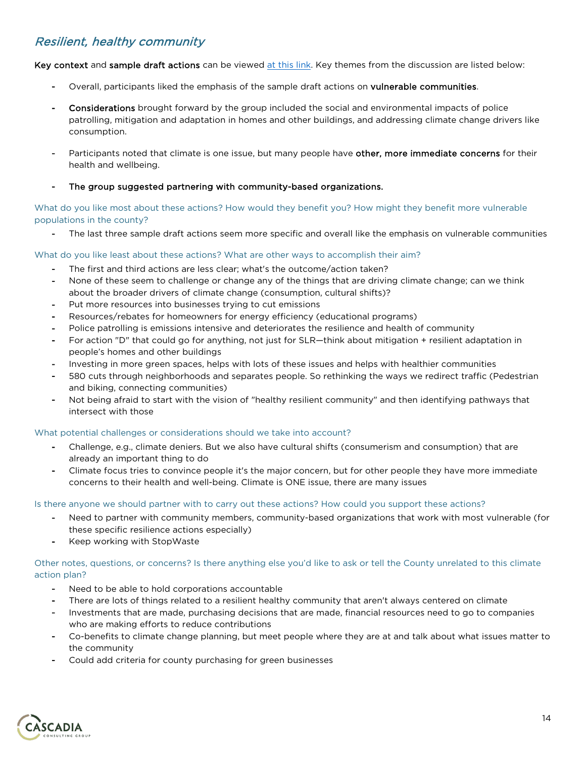## *Resilient, healthy community*

**Key context** and **sample draft actions** can be viewed [at this link](). Key themes from the discussion are listed below:

- Overall, participants liked the emphasis of the sample draft actions on **vulnerable communities**.
- **Considerations** brought forward by the group included the social and environmental impacts of police patrolling, mitigation and adaptation in homes and other buildings, and addressing climate change drivers like consumption.
- Participants noted that climate is one issue, but many people have **other, more immediate concerns** for their health and wellbeing.
- **The group suggested partnering with community-based organizations.**

### What do you like most about these actions? How would they benefit you? How might they benefit more vulnerable populations in the county?

- The last three sample draft actions seem more specific and overall like the emphasis on vulnerable communities

### What do you like least about these actions? What are other ways to accomplish their aim?

- The first and third actions are less clear; what's the outcome/action taken?
- None of these seem to challenge or change any of the things that are driving climate change; can we think about the broader drivers of climate change (consumption, cultural shifts)?
- Put more resources into businesses trying to cut emissions
- Resources/rebates for homeowners for energy efficiency (educational programs)
- Police patrolling is emissions intensive and deteriorates the resilience and health of community
- For action "D" that could go for anything, not just for SLR—think about mitigation + resilient adaptation in people's homes and other buildings
- Investing in more green spaces, helps with lots of these issues and helps with healthier communities
- 580 cuts through neighborhoods and separates people. So rethinking the ways we redirect traffic (Pedestrian and biking, connecting communities)
- Not being afraid to start with the vision of "healthy resilient community" and then identifying pathways that intersect with those

### What potential challenges or considerations should we take into account?

- Challenge, e.g., climate deniers. But we also have cultural shifts (consumerism and consumption) that are already an important thing to do
- Climate focus tries to convince people it's the major concern, but for other people they have more immediate concerns to their health and well-being. Climate is ONE issue, there are many issues

### Is there anyone we should partner with to carry out these actions? How could you support these actions?

- Need to partner with community members, community-based organizations that work with most vulnerable (for these specific resilience actions especially)
- Keep working with StopWaste

### Other notes, questions, or concerns? Is there anything else you'd like to ask or tell the County unrelated to this climate action plan?

- Need to be able to hold corporations accountable
- There are lots of things related to a resilient healthy community that aren't always centered on climate
- Investments that are made, purchasing decisions that are made, financial resources need to go to companies who are making efforts to reduce contributions
- Co-benefits to climate change planning, but meet people where they are at and talk about what issues matter to the community
- Could add criteria for county purchasing for green businesses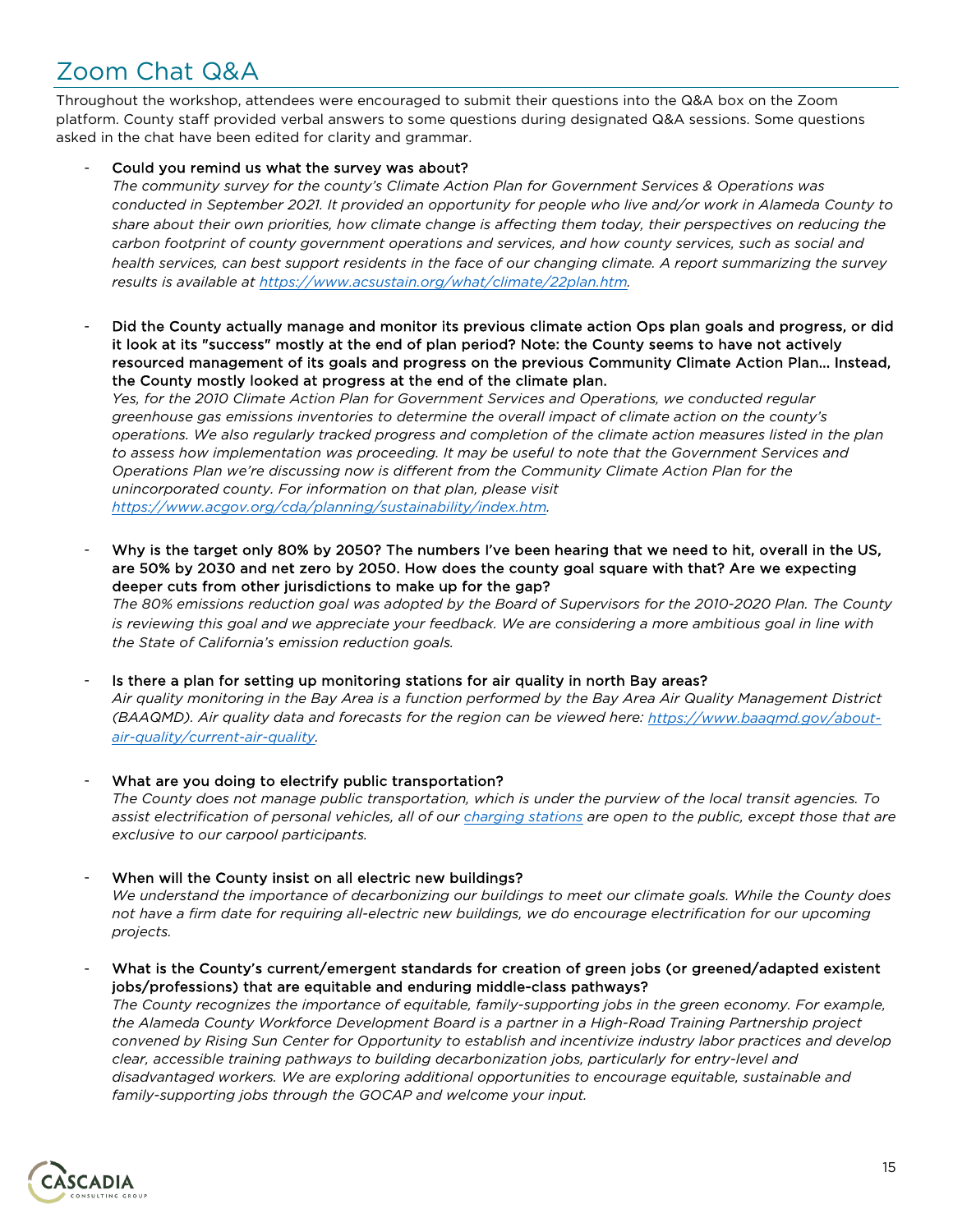# Zoom Chat Q&A

Throughout the workshop, attendees were encouraged to submit their questions into the Q&A box on the Zoom platform. County staff provided verbal answers to some questions during designated Q&A sessions. Some questions asked in the chat have been edited for clarity and grammar.

- **Could you remind us what the survey was about?**
  *The community survey for the county's Climate Action Plan for Government Services & Operations was conducted in September 2021. It provided an opportunity for people who live and/or work in Alameda County to share about their own priorities, how climate change is affecting them today, their perspectives on reducing the carbon footprint of county government operations and services, and how county services, such as social and health services, can best support residents in the face of our changing climate. A report summarizing the survey results is available at [https://www.acsustain.org/what/climate/22plan.htm](https://www.acsustain.org/what/climate/22plan.htm).*

- **Did the County actually manage and monitor its previous climate action Ops plan goals and progress, or did it look at its "success" mostly at the end of plan period? Note: the County seems to have not actively resourced management of its goals and progress on the previous Community Climate Action Plan... Instead, the County mostly looked at progress at the end of the climate plan.**
  *Yes, for the 2010 Climate Action Plan for Government Services and Operations, we conducted regular greenhouse gas emissions inventories to determine the overall impact of climate action on the county's operations. We also regularly tracked progress and completion of the climate action measures listed in the plan to assess how implementation was proceeding. It may be useful to note that the Government Services and Operations Plan we're discussing now is different from the Community Climate Action Plan for the unincorporated county. For information on that plan, please visit [https://www.acgov.org/cda/planning/sustainability/index.htm](https://www.acgov.org/cda/planning/sustainability/index.htm).*

- **Why is the target only 80% by 2050? The numbers I've been hearing that we need to hit, overall in the US, are 50% by 2030 and net zero by 2050. How does the county goal square with that? Are we expecting deeper cuts from other jurisdictions to make up for the gap?**
  *The 80% emissions reduction goal was adopted by the Board of Supervisors for the 2010-2020 Plan. The County is reviewing this goal and we appreciate your feedback. We are considering a more ambitious goal in line with the State of California's emission reduction goals.*

- **Is there a plan for setting up monitoring stations for air quality in north Bay areas?**
  *Air quality monitoring in the Bay Area is a function performed by the Bay Area Air Quality Management District (BAAQMD). Air quality data and forecasts for the region can be viewed here: [https://www.baaqmd.gov/about-air-quality/current-air-quality](https://www.baaqmd.gov/about-air-quality/current-air-quality).*

- **What are you doing to electrify public transportation?**
  *The County does not manage public transportation, which is under the purview of the local transit agencies. To assist electrification of personal vehicles, all of our charging stations are open to the public, except those that are exclusive to our carpool participants.*

- **When will the County insist on all electric new buildings?**
  *We understand the importance of decarbonizing our buildings to meet our climate goals. While the County does not have a firm date for requiring all-electric new buildings, we do encourage electrification for our upcoming projects.*

- **What is the County's current/emergent standards for creation of green jobs (or greened/adapted existent jobs/professions) that are equitable and enduring middle-class pathways?**
  *The County recognizes the importance of equitable, family-supporting jobs in the green economy. For example, the Alameda County Workforce Development Board is a partner in a High-Road Training Partnership project convened by Rising Sun Center for Opportunity to establish and incentivize industry labor practices and develop clear, accessible training pathways to building decarbonization jobs, particularly for entry-level and disadvantaged workers. We are exploring additional opportunities to encourage equitable, sustainable and family-supporting jobs through the GOCAP and welcome your input.*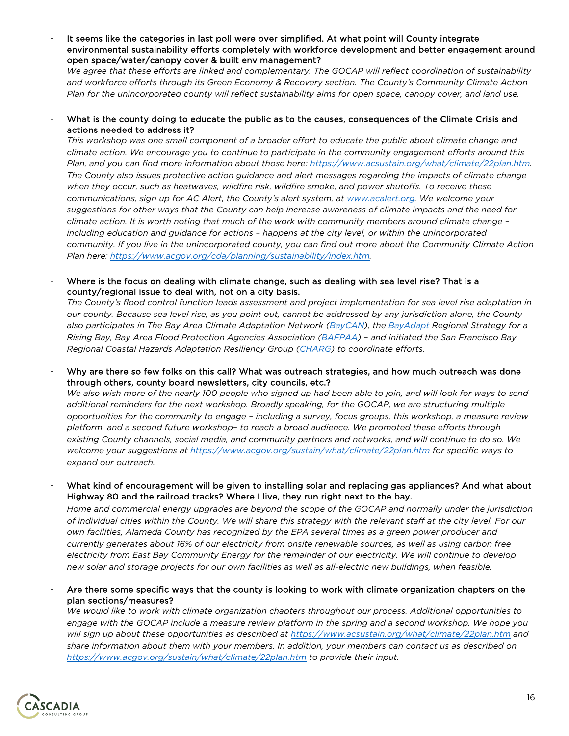- **It seems like the categories in last poll were over simplified. At what point will County integrate environmental sustainability efforts completely with workforce development and better engagement around open space/water/canopy cover & built env management?**

  *We agree that these efforts are linked and complementary. The GOCAP will reflect coordination of sustainability and workforce efforts through its Green Economy & Recovery section. The County's Community Climate Action Plan for the unincorporated county will reflect sustainability aims for open space, canopy cover, and land use.*

- **What is the county doing to educate the public as to the causes, consequences of the Climate Crisis and actions needed to address it?**

  *This workshop was one small component of a broader effort to educate the public about climate change and climate action. We encourage you to continue to participate in the community engagement efforts around this Plan, and you can find more information about those here: [https://www.acsustain.org/what/climate/22plan.htm](https://www.acsustain.org/what/climate/22plan.htm). The County also issues protective action guidance and alert messages regarding the impacts of climate change when they occur, such as heatwaves, wildfire risk, wildfire smoke, and power shutoffs. To receive these communications, sign up for AC Alert, the County's alert system, at [www.acalert.org](www.acalert.org). We welcome your suggestions for other ways that the County can help increase awareness of climate impacts and the need for climate action. It is worth noting that much of the work with community members around climate change – including education and guidance for actions – happens at the city level, or within the unincorporated community. If you live in the unincorporated county, you can find out more about the Community Climate Action Plan here: [https://www.acgov.org/cda/planning/sustainability/index.htm](https://www.acgov.org/cda/planning/sustainability/index.htm).*

- **Where is the focus on dealing with climate change, such as dealing with sea level rise? That is a county/regional issue to deal with, not on a city basis.**

  *The County's flood control function leads assessment and project implementation for sea level rise adaptation in our county. Because sea level rise, as you point out, cannot be addressed by any jurisdiction alone, the County also participates in The Bay Area Climate Adaptation Network ([BayCAN](BayCAN)), the [BayAdapt](BayAdapt) Regional Strategy for a Rising Bay, Bay Area Flood Protection Agencies Association ([BAFPAA](BAFPAA)) – and initiated the San Francisco Bay Regional Coastal Hazards Adaptation Resiliency Group ([CHARG](CHARG)) to coordinate efforts.*

- **Why are there so few folks on this call? What was outreach strategies, and how much outreach was done through others, county board newsletters, city councils, etc.?**

  *We also wish more of the nearly 100 people who signed up had been able to join, and will look for ways to send additional reminders for the next workshop. Broadly speaking, for the GOCAP, we are structuring multiple opportunities for the community to engage – including a survey, focus groups, this workshop, a measure review platform, and a second future workshop– to reach a broad audience. We promoted these efforts through existing County channels, social media, and community partners and networks, and will continue to do so. We welcome your suggestions at [https://www.acgov.org/sustain/what/climate/22plan.htm](https://www.acgov.org/sustain/what/climate/22plan.htm) for specific ways to expand our outreach.*

- **What kind of encouragement will be given to installing solar and replacing gas appliances? And what about Highway 80 and the railroad tracks? Where I live, they run right next to the bay.**

  *Home and commercial energy upgrades are beyond the scope of the GOCAP and normally under the jurisdiction of individual cities within the County. We will share this strategy with the relevant staff at the city level. For our own facilities, Alameda County has recognized by the EPA several times as a green power producer and currently generates about 16% of our electricity from onsite renewable sources, as well as using carbon free electricity from East Bay Community Energy for the remainder of our electricity. We will continue to develop new solar and storage projects for our own facilities as well as all-electric new buildings, when feasible.*

- **Are there some specific ways that the county is looking to work with climate organization chapters on the plan sections/measures?**

  *We would like to work with climate organization chapters throughout our process. Additional opportunities to engage with the GOCAP include a measure review platform in the spring and a second workshop. We hope you will sign up about these opportunities as described at [https://www.acsustain.org/what/climate/22plan.htm](https://www.acsustain.org/what/climate/22plan.htm) and share information about them with your members. In addition, your members can contact us as described on [https://www.acgov.org/sustain/what/climate/22plan.htm](https://www.acgov.org/sustain/what/climate/22plan.htm) to provide their input.*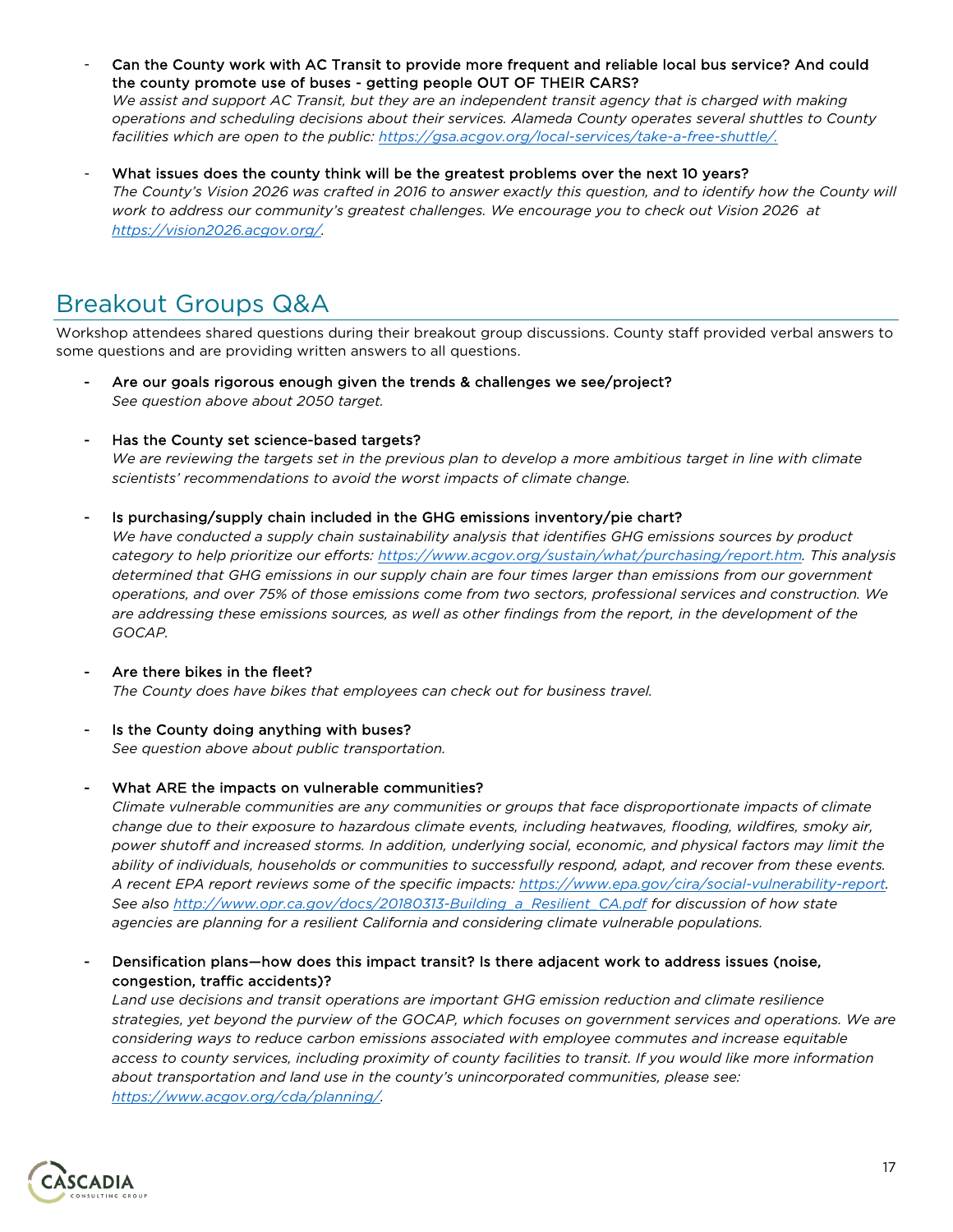- **Can the County work with AC Transit to provide more frequent and reliable local bus service? And could the county promote use of buses - getting people OUT OF THEIR CARS?**
  *We assist and support AC Transit, but they are an independent transit agency that is charged with making operations and scheduling decisions about their services. Alameda County operates several shuttles to County facilities which are open to the public: [https://gsa.acgov.org/local-services/take-a-free-shuttle/.](https://gsa.acgov.org/local-services/take-a-free-shuttle/)*

- **What issues does the county think will be the greatest problems over the next 10 years?**
  *The County's Vision 2026 was crafted in 2016 to answer exactly this question, and to identify how the County will work to address our community's greatest challenges. We encourage you to check out Vision 2026 at [https://vision2026.acgov.org/](https://vision2026.acgov.org/).*

## Breakout Groups Q&A

Workshop attendees shared questions during their breakout group discussions. County staff provided verbal answers to some questions and are providing written answers to all questions.

- **Are our goals rigorous enough given the trends & challenges we see/project?**
  *See question above about 2050 target.*

- **Has the County set science-based targets?**
  *We are reviewing the targets set in the previous plan to develop a more ambitious target in line with climate scientists' recommendations to avoid the worst impacts of climate change.*

- **Is purchasing/supply chain included in the GHG emissions inventory/pie chart?**
  *We have conducted a supply chain sustainability analysis that identifies GHG emissions sources by product category to help prioritize our efforts: [https://www.acgov.org/sustain/what/purchasing/report.htm](https://www.acgov.org/sustain/what/purchasing/report.htm). This analysis determined that GHG emissions in our supply chain are four times larger than emissions from our government operations, and over 75% of those emissions come from two sectors, professional services and construction. We are addressing these emissions sources, as well as other findings from the report, in the development of the GOCAP.*

- **Are there bikes in the fleet?**
  *The County does have bikes that employees can check out for business travel.*

- **Is the County doing anything with buses?**
  *See question above about public transportation.*

- **What ARE the impacts on vulnerable communities?**
  *Climate vulnerable communities are any communities or groups that face disproportionate impacts of climate change due to their exposure to hazardous climate events, including heatwaves, flooding, wildfires, smoky air, power shutoff and increased storms. In addition, underlying social, economic, and physical factors may limit the ability of individuals, households or communities to successfully respond, adapt, and recover from these events. A recent EPA report reviews some of the specific impacts: [https://www.epa.gov/cira/social-vulnerability-report](https://www.epa.gov/cira/social-vulnerability-report). See also [http://www.opr.ca.gov/docs/20180313-Building_a_Resilient_CA.pdf](http://www.opr.ca.gov/docs/20180313-Building_a_Resilient_CA.pdf) for discussion of how state agencies are planning for a resilient California and considering climate vulnerable populations.*

- **Densification plans—how does this impact transit? Is there adjacent work to address issues (noise, congestion, traffic accidents)?**
  *Land use decisions and transit operations are important GHG emission reduction and climate resilience strategies, yet beyond the purview of the GOCAP, which focuses on government services and operations. We are considering ways to reduce carbon emissions associated with employee commutes and increase equitable access to county services, including proximity of county facilities to transit. If you would like more information about transportation and land use in the county's unincorporated communities, please see: [https://www.acgov.org/cda/planning/](https://www.acgov.org/cda/planning/).*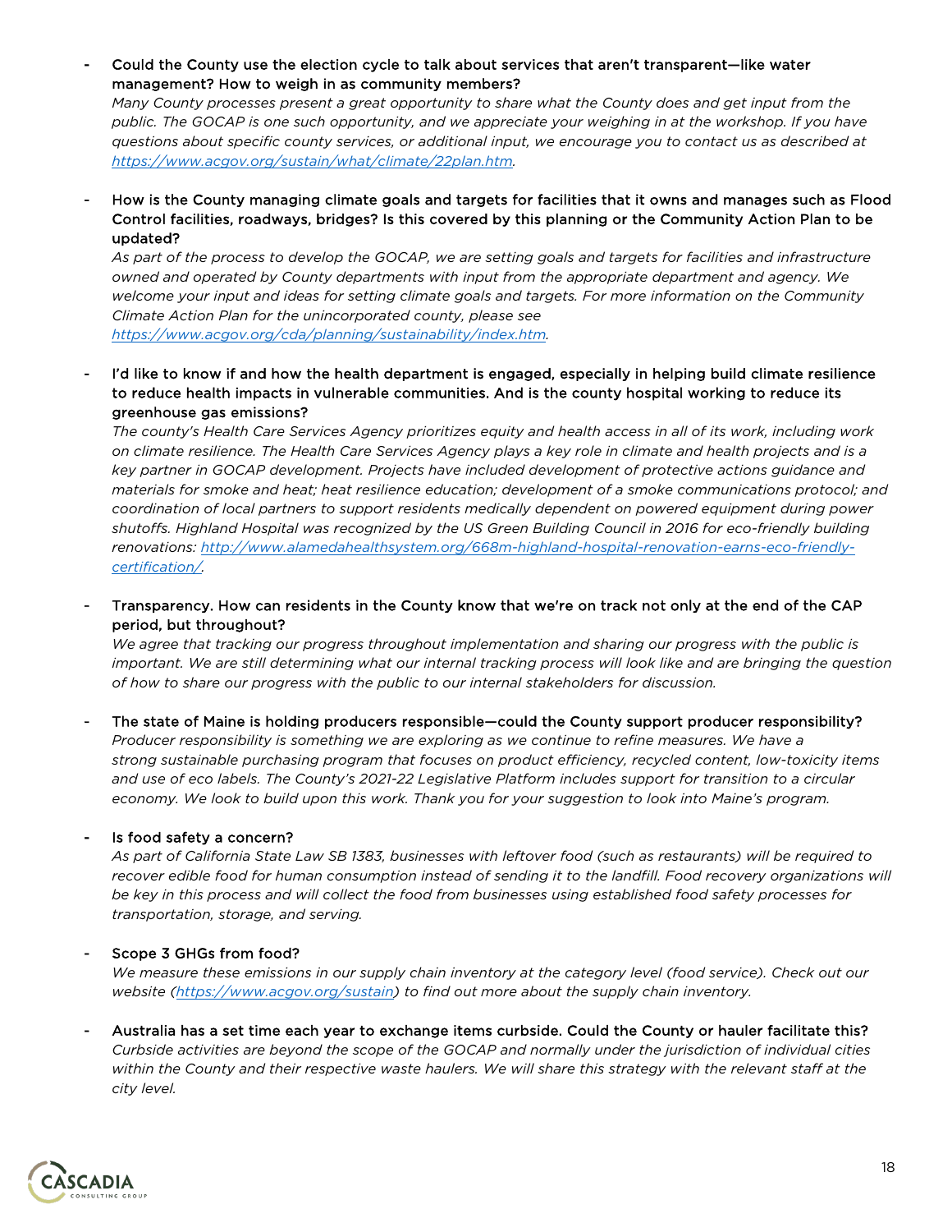- Could the County use the election cycle to talk about services that aren't transparent—like water management? How to weigh in as community members?
  *Many County processes present a great opportunity to share what the County does and get input from the public. The GOCAP is one such opportunity, and we appreciate your weighing in at the workshop. If you have questions about specific county services, or additional input, we encourage you to contact us as described at [https://www.acgov.org/sustain/what/climate/22plan.htm](https://www.acgov.org/sustain/what/climate/22plan.htm).*

- How is the County managing climate goals and targets for facilities that it owns and manages such as Flood Control facilities, roadways, bridges? Is this covered by this planning or the Community Action Plan to be updated?
  *As part of the process to develop the GOCAP, we are setting goals and targets for facilities and infrastructure owned and operated by County departments with input from the appropriate department and agency. We welcome your input and ideas for setting climate goals and targets. For more information on the Community Climate Action Plan for the unincorporated county, please see [https://www.acgov.org/cda/planning/sustainability/index.htm](https://www.acgov.org/cda/planning/sustainability/index.htm).*

- I'd like to know if and how the health department is engaged, especially in helping build climate resilience to reduce health impacts in vulnerable communities. And is the county hospital working to reduce its greenhouse gas emissions?
  *The county's Health Care Services Agency prioritizes equity and health access in all of its work, including work on climate resilience. The Health Care Services Agency plays a key role in climate and health projects and is a key partner in GOCAP development. Projects have included development of protective actions guidance and materials for smoke and heat; heat resilience education; development of a smoke communications protocol; and coordination of local partners to support residents medically dependent on powered equipment during power shutoffs. Highland Hospital was recognized by the US Green Building Council in 2016 for eco-friendly building renovations: [http://www.alamedahealthsystem.org/668m-highland-hospital-renovation-earns-eco-friendly-certification/](http://www.alamedahealthsystem.org/668m-highland-hospital-renovation-earns-eco-friendly-certification/).*

- Transparency. How can residents in the County know that we're on track not only at the end of the CAP period, but throughout?
  *We agree that tracking our progress throughout implementation and sharing our progress with the public is important. We are still determining what our internal tracking process will look like and are bringing the question of how to share our progress with the public to our internal stakeholders for discussion.*

- The state of Maine is holding producers responsible—could the County support producer responsibility?
  *Producer responsibility is something we are exploring as we continue to refine measures. We have a strong sustainable purchasing program that focuses on product efficiency, recycled content, low-toxicity items and use of eco labels. The County's 2021-22 Legislative Platform includes support for transition to a circular economy. We look to build upon this work. Thank you for your suggestion to look into Maine's program.*

- Is food safety a concern?
  *As part of California State Law SB 1383, businesses with leftover food (such as restaurants) will be required to recover edible food for human consumption instead of sending it to the landfill. Food recovery organizations will be key in this process and will collect the food from businesses using established food safety processes for transportation, storage, and serving.*

- Scope 3 GHGs from food?
  *We measure these emissions in our supply chain inventory at the category level (food service). Check out our website ([https://www.acgov.org/sustain](https://www.acgov.org/sustain)) to find out more about the supply chain inventory.*

- Australia has a set time each year to exchange items curbside. Could the County or hauler facilitate this?
  *Curbside activities are beyond the scope of the GOCAP and normally under the jurisdiction of individual cities within the County and their respective waste haulers. We will share this strategy with the relevant staff at the city level.*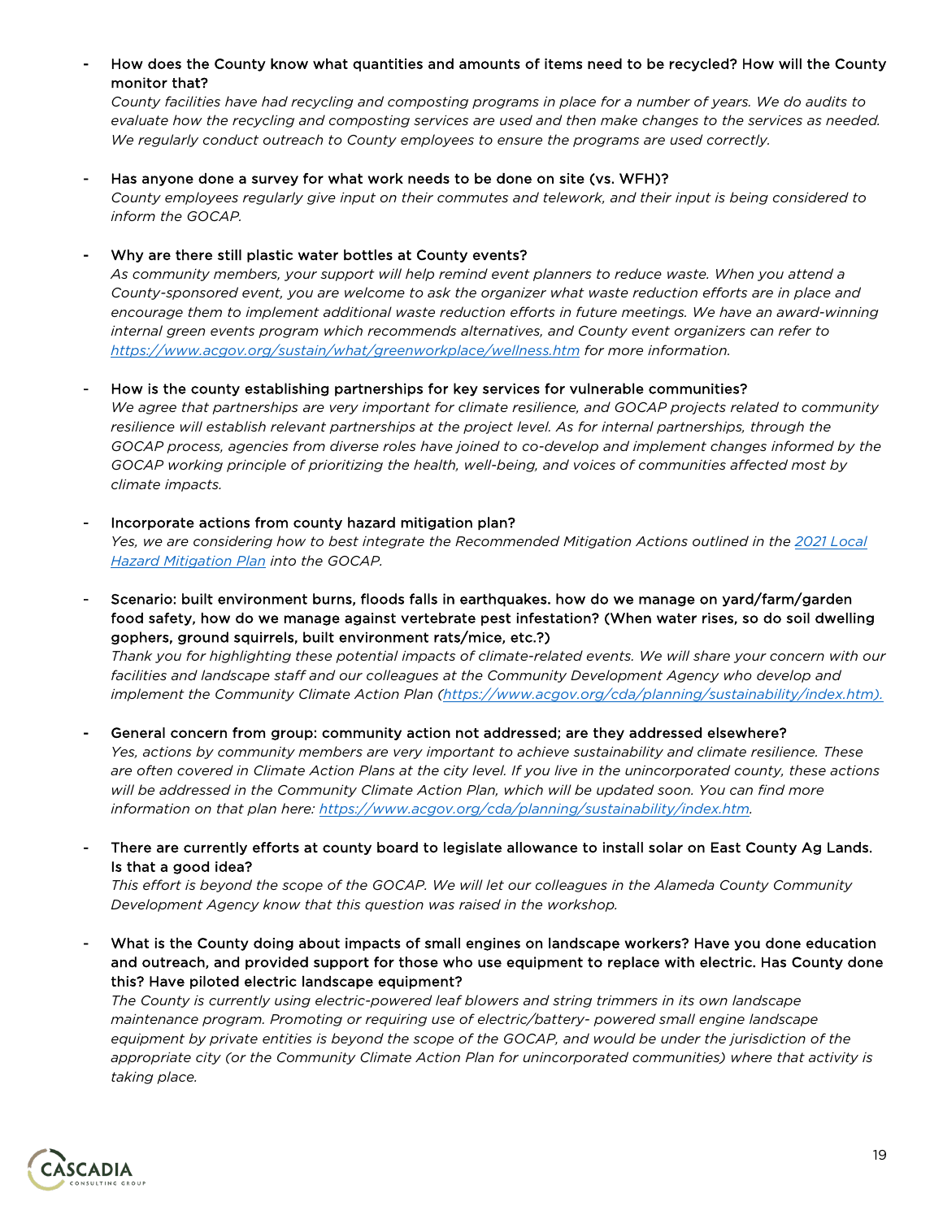- How does the County know what quantities and amounts of items need to be recycled? How will the County monitor that?
  *County facilities have had recycling and composting programs in place for a number of years. We do audits to evaluate how the recycling and composting services are used and then make changes to the services as needed. We regularly conduct outreach to County employees to ensure the programs are used correctly.*

- Has anyone done a survey for what work needs to be done on site (vs. WFH)?
  *County employees regularly give input on their commutes and telework, and their input is being considered to inform the GOCAP.*

- Why are there still plastic water bottles at County events?
  *As community members, your support will help remind event planners to reduce waste. When you attend a County-sponsored event, you are welcome to ask the organizer what waste reduction efforts are in place and encourage them to implement additional waste reduction efforts in future meetings. We have an award-winning internal green events program which recommends alternatives, and County event organizers can refer to [https://www.acgov.org/sustain/what/greenworkplace/wellness.htm](https://www.acgov.org/sustain/what/greenworkplace/wellness.htm) for more information.*

- How is the county establishing partnerships for key services for vulnerable communities?
  *We agree that partnerships are very important for climate resilience, and GOCAP projects related to community resilience will establish relevant partnerships at the project level. As for internal partnerships, through the GOCAP process, agencies from diverse roles have joined to co-develop and implement changes informed by the GOCAP working principle of prioritizing the health, well-being, and voices of communities affected most by climate impacts.*

- Incorporate actions from county hazard mitigation plan?
  *Yes, we are considering how to best integrate the Recommended Mitigation Actions outlined in the [2021 Local Hazard Mitigation Plan]() into the GOCAP.*

- Scenario: built environment burns, floods falls in earthquakes. how do we manage on yard/farm/garden food safety, how do we manage against vertebrate pest infestation? (When water rises, so do soil dwelling gophers, ground squirrels, built environment rats/mice, etc.?)
  *Thank you for highlighting these potential impacts of climate-related events. We will share your concern with our facilities and landscape staff and our colleagues at the Community Development Agency who develop and implement the Community Climate Action Plan ([https://www.acgov.org/cda/planning/sustainability/index.htm](https://www.acgov.org/cda/planning/sustainability/index.htm)).*

- General concern from group: community action not addressed; are they addressed elsewhere?
  *Yes, actions by community members are very important to achieve sustainability and climate resilience. These are often covered in Climate Action Plans at the city level. If you live in the unincorporated county, these actions will be addressed in the Community Climate Action Plan, which will be updated soon. You can find more information on that plan here: [https://www.acgov.org/cda/planning/sustainability/index.htm](https://www.acgov.org/cda/planning/sustainability/index.htm).*

- There are currently efforts at county board to legislate allowance to install solar on East County Ag Lands. Is that a good idea?
  *This effort is beyond the scope of the GOCAP. We will let our colleagues in the Alameda County Community Development Agency know that this question was raised in the workshop.*

- What is the County doing about impacts of small engines on landscape workers? Have you done education and outreach, and provided support for those who use equipment to replace with electric. Has County done this? Have piloted electric landscape equipment?
  *The County is currently using electric-powered leaf blowers and string trimmers in its own landscape maintenance program. Promoting or requiring use of electric/battery- powered small engine landscape equipment by private entities is beyond the scope of the GOCAP, and would be under the jurisdiction of the appropriate city (or the Community Climate Action Plan for unincorporated communities) where that activity is taking place.*